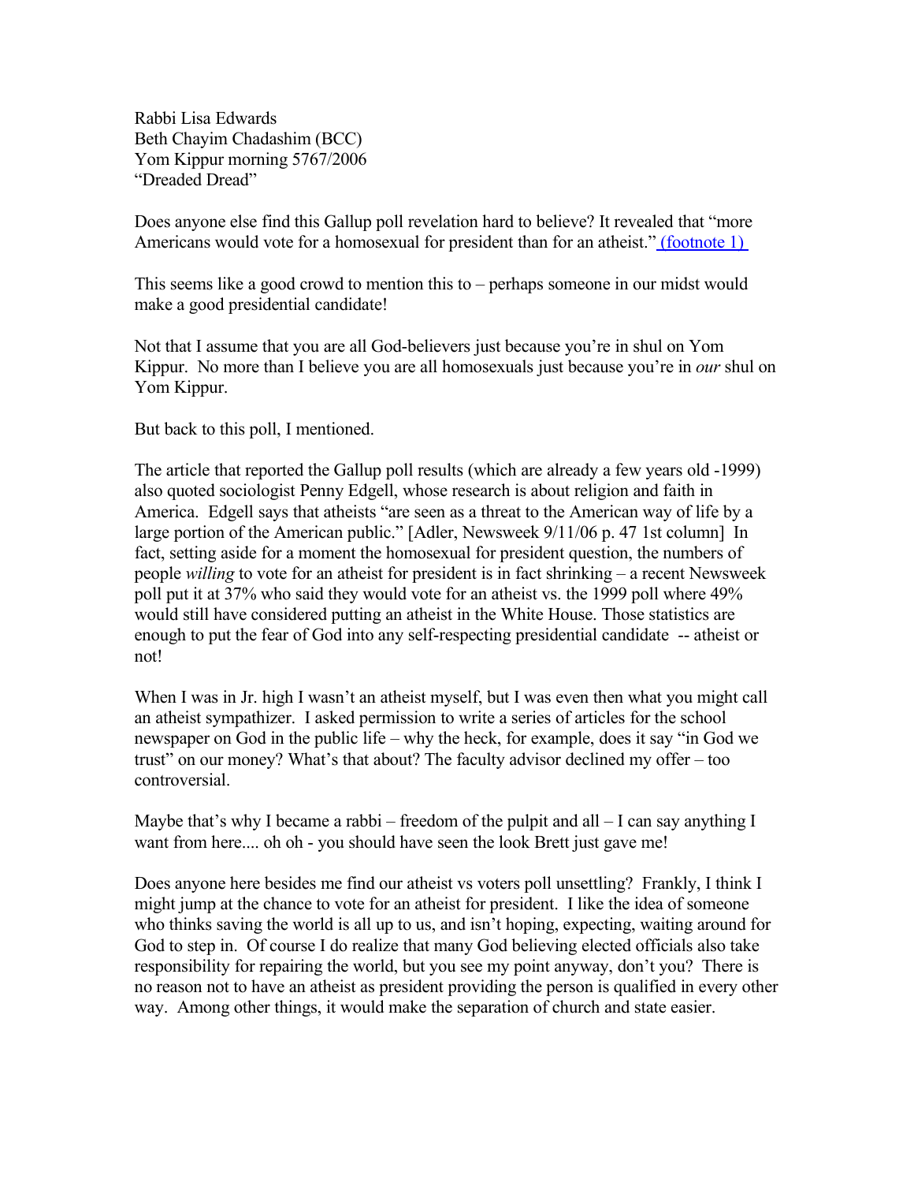Rabbi Lisa Edwards
Beth Chayim Chadashim (BCC)
Yom Kippur morning 5767/2006
"Dreaded Dread"

Does anyone else find this Gallup poll revelation hard to believe? It revealed that "more Americans would vote for a homosexual for president than for an atheist." (footnote 1)

This seems like a good crowd to mention this to – perhaps someone in our midst would make a good presidential candidate!

Not that I assume that you are all God-believers just because you're in shul on Yom Kippur. No more than I believe you are all homosexuals just because you're in *our* shul on Yom Kippur.

But back to this poll, I mentioned.

The article that reported the Gallup poll results (which are already a few years old -1999) also quoted sociologist Penny Edgell, whose research is about religion and faith in America. Edgell says that atheists "are seen as a threat to the American way of life by a large portion of the American public." [Adler, Newsweek 9/11/06 p. 47 1st column] In fact, setting aside for a moment the homosexual for president question, the numbers of people *willing* to vote for an atheist for president is in fact shrinking – a recent Newsweek poll put it at 37% who said they would vote for an atheist vs. the 1999 poll where 49% would still have considered putting an atheist in the White House. Those statistics are enough to put the fear of God into any self-respecting presidential candidate -- atheist or not!

When I was in Jr. high I wasn't an atheist myself, but I was even then what you might call an atheist sympathizer. I asked permission to write a series of articles for the school newspaper on God in the public life – why the heck, for example, does it say "in God we trust" on our money? What's that about? The faculty advisor declined my offer – too controversial.

Maybe that's why I became a rabbi – freedom of the pulpit and all – I can say anything I want from here.... oh oh - you should have seen the look Brett just gave me!

Does anyone here besides me find our atheist vs voters poll unsettling? Frankly, I think I might jump at the chance to vote for an atheist for president. I like the idea of someone who thinks saving the world is all up to us, and isn't hoping, expecting, waiting around for God to step in. Of course I do realize that many God believing elected officials also take responsibility for repairing the world, but you see my point anyway, don't you? There is no reason not to have an atheist as president providing the person is qualified in every other way. Among other things, it would make the separation of church and state easier.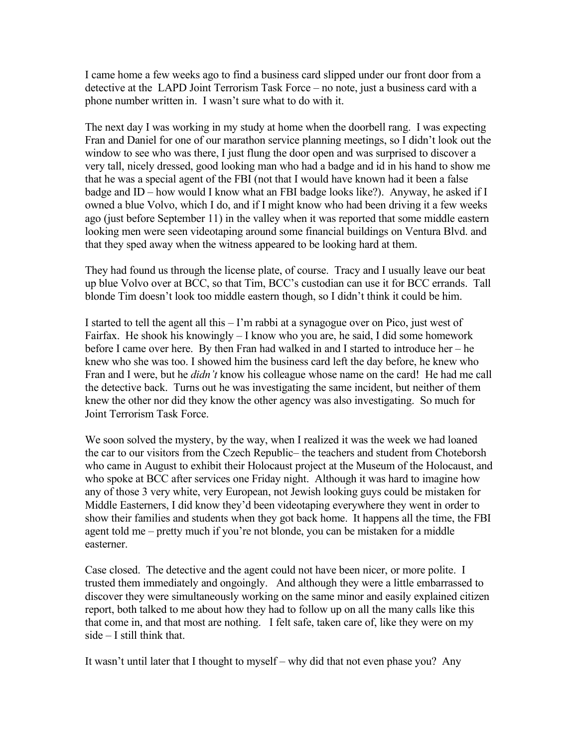I came home a few weeks ago to find a business card slipped under our front door from a detective at the LAPD Joint Terrorism Task Force – no note, just a business card with a phone number written in. I wasn't sure what to do with it.

The next day I was working in my study at home when the doorbell rang. I was expecting Fran and Daniel for one of our marathon service planning meetings, so I didn't look out the window to see who was there, I just flung the door open and was surprised to discover a very tall, nicely dressed, good looking man who had a badge and id in his hand to show me that he was a special agent of the FBI (not that I would have known had it been a false badge and ID – how would I know what an FBI badge looks like?). Anyway, he asked if I owned a blue Volvo, which I do, and if I might know who had been driving it a few weeks ago (just before September 11) in the valley when it was reported that some middle eastern looking men were seen videotaping around some financial buildings on Ventura Blvd. and that they sped away when the witness appeared to be looking hard at them.

They had found us through the license plate, of course. Tracy and I usually leave our beat up blue Volvo over at BCC, so that Tim, BCC's custodian can use it for BCC errands. Tall blonde Tim doesn't look too middle eastern though, so I didn't think it could be him.

I started to tell the agent all this – I'm rabbi at a synagogue over on Pico, just west of Fairfax. He shook his knowingly – I know who you are, he said, I did some homework before I came over here. By then Fran had walked in and I started to introduce her – he knew who she was too. I showed him the business card left the day before, he knew who Fran and I were, but he *didn't* know his colleague whose name on the card! He had me call the detective back. Turns out he was investigating the same incident, but neither of them knew the other nor did they know the other agency was also investigating. So much for Joint Terrorism Task Force.

We soon solved the mystery, by the way, when I realized it was the week we had loaned the car to our visitors from the Czech Republic– the teachers and student from Choteborsh who came in August to exhibit their Holocaust project at the Museum of the Holocaust, and who spoke at BCC after services one Friday night. Although it was hard to imagine how any of those 3 very white, very European, not Jewish looking guys could be mistaken for Middle Easterners, I did know they'd been videotaping everywhere they went in order to show their families and students when they got back home. It happens all the time, the FBI agent told me – pretty much if you're not blonde, you can be mistaken for a middle easterner.

Case closed. The detective and the agent could not have been nicer, or more polite. I trusted them immediately and ongoingly. And although they were a little embarrassed to discover they were simultaneously working on the same minor and easily explained citizen report, both talked to me about how they had to follow up on all the many calls like this that come in, and that most are nothing. I felt safe, taken care of, like they were on my side – I still think that.

It wasn't until later that I thought to myself – why did that not even phase you? Any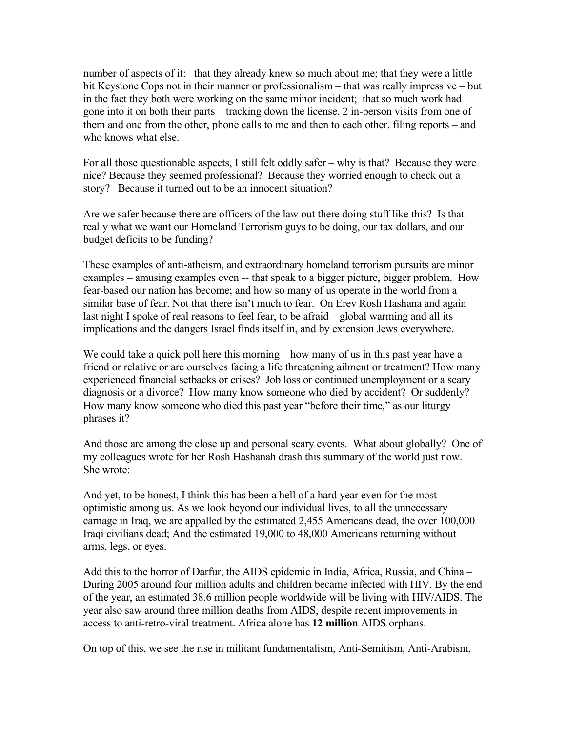number of aspects of it: that they already knew so much about me; that they were a little bit Keystone Cops not in their manner or professionalism – that was really impressive – but in the fact they both were working on the same minor incident; that so much work had gone into it on both their parts – tracking down the license, 2 in-person visits from one of them and one from the other, phone calls to me and then to each other, filing reports – and who knows what else.

For all those questionable aspects, I still felt oddly safer – why is that? Because they were nice? Because they seemed professional? Because they worried enough to check out a story? Because it turned out to be an innocent situation?

Are we safer because there are officers of the law out there doing stuff like this? Is that really what we want our Homeland Terrorism guys to be doing, our tax dollars, and our budget deficits to be funding?

These examples of anti-atheism, and extraordinary homeland terrorism pursuits are minor examples – amusing examples even -- that speak to a bigger picture, bigger problem. How fear-based our nation has become; and how so many of us operate in the world from a similar base of fear. Not that there isn't much to fear. On Erev Rosh Hashana and again last night I spoke of real reasons to feel fear, to be afraid – global warming and all its implications and the dangers Israel finds itself in, and by extension Jews everywhere.

We could take a quick poll here this morning – how many of us in this past year have a friend or relative or are ourselves facing a life threatening ailment or treatment? How many experienced financial setbacks or crises? Job loss or continued unemployment or a scary diagnosis or a divorce? How many know someone who died by accident? Or suddenly? How many know someone who died this past year "before their time," as our liturgy phrases it?

And those are among the close up and personal scary events. What about globally? One of my colleagues wrote for her Rosh Hashanah drash this summary of the world just now. She wrote:

And yet, to be honest, I think this has been a hell of a hard year even for the most optimistic among us. As we look beyond our individual lives, to all the unnecessary carnage in Iraq, we are appalled by the estimated 2,455 Americans dead, the over 100,000 Iraqi civilians dead; And the estimated 19,000 to 48,000 Americans returning without arms, legs, or eyes.

Add this to the horror of Darfur, the AIDS epidemic in India, Africa, Russia, and China – During 2005 around four million adults and children became infected with HIV. By the end of the year, an estimated 38.6 million people worldwide will be living with HIV/AIDS. The year also saw around three million deaths from AIDS, despite recent improvements in access to anti-retro-viral treatment. Africa alone has **12 million** AIDS orphans.

On top of this, we see the rise in militant fundamentalism, Anti-Semitism, Anti-Arabism,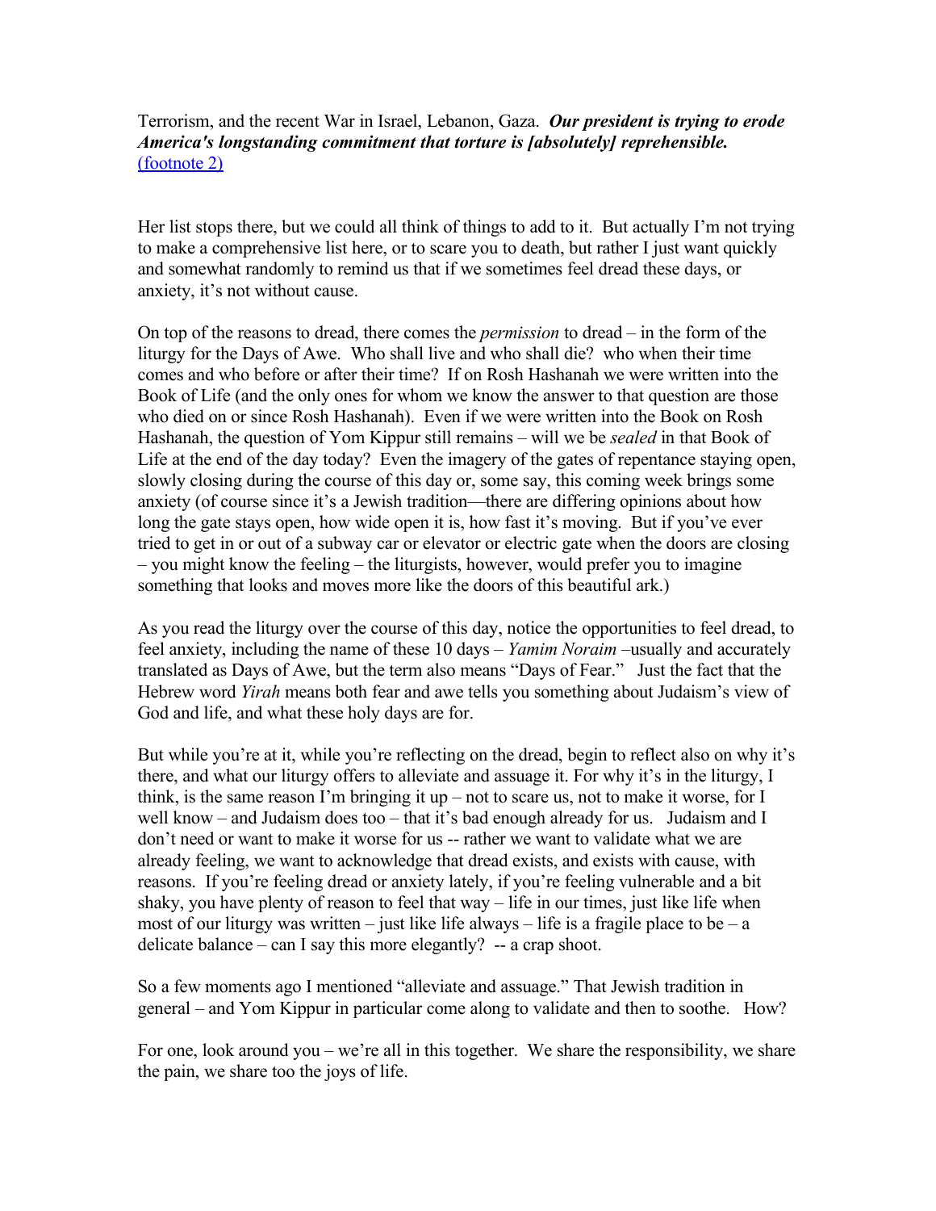Terrorism, and the recent War in Israel, Lebanon, Gaza. ***Our president is trying to erode America's longstanding commitment that torture is [absolutely] reprehensible.*** (footnote 2)

Her list stops there, but we could all think of things to add to it. But actually I'm not trying to make a comprehensive list here, or to scare you to death, but rather I just want quickly and somewhat randomly to remind us that if we sometimes feel dread these days, or anxiety, it's not without cause.

On top of the reasons to dread, there comes the *permission* to dread – in the form of the liturgy for the Days of Awe. Who shall live and who shall die? who when their time comes and who before or after their time? If on Rosh Hashanah we were written into the Book of Life (and the only ones for whom we know the answer to that question are those who died on or since Rosh Hashanah). Even if we were written into the Book on Rosh Hashanah, the question of Yom Kippur still remains – will we be *sealed* in that Book of Life at the end of the day today? Even the imagery of the gates of repentance staying open, slowly closing during the course of this day or, some say, this coming week brings some anxiety (of course since it's a Jewish tradition—there are differing opinions about how long the gate stays open, how wide open it is, how fast it's moving. But if you've ever tried to get in or out of a subway car or elevator or electric gate when the doors are closing – you might know the feeling – the liturgists, however, would prefer you to imagine something that looks and moves more like the doors of this beautiful ark.)

As you read the liturgy over the course of this day, notice the opportunities to feel dread, to feel anxiety, including the name of these 10 days – *Yamim Noraim* –usually and accurately translated as Days of Awe, but the term also means "Days of Fear." Just the fact that the Hebrew word *Yirah* means both fear and awe tells you something about Judaism's view of God and life, and what these holy days are for.

But while you're at it, while you're reflecting on the dread, begin to reflect also on why it's there, and what our liturgy offers to alleviate and assuage it. For why it's in the liturgy, I think, is the same reason I'm bringing it up – not to scare us, not to make it worse, for I well know – and Judaism does too – that it's bad enough already for us. Judaism and I don't need or want to make it worse for us -- rather we want to validate what we are already feeling, we want to acknowledge that dread exists, and exists with cause, with reasons. If you're feeling dread or anxiety lately, if you're feeling vulnerable and a bit shaky, you have plenty of reason to feel that way – life in our times, just like life when most of our liturgy was written – just like life always – life is a fragile place to be – a delicate balance – can I say this more elegantly? -- a crap shoot.

So a few moments ago I mentioned "alleviate and assuage." That Jewish tradition in general – and Yom Kippur in particular come along to validate and then to soothe. How?

For one, look around you – we're all in this together. We share the responsibility, we share the pain, we share too the joys of life.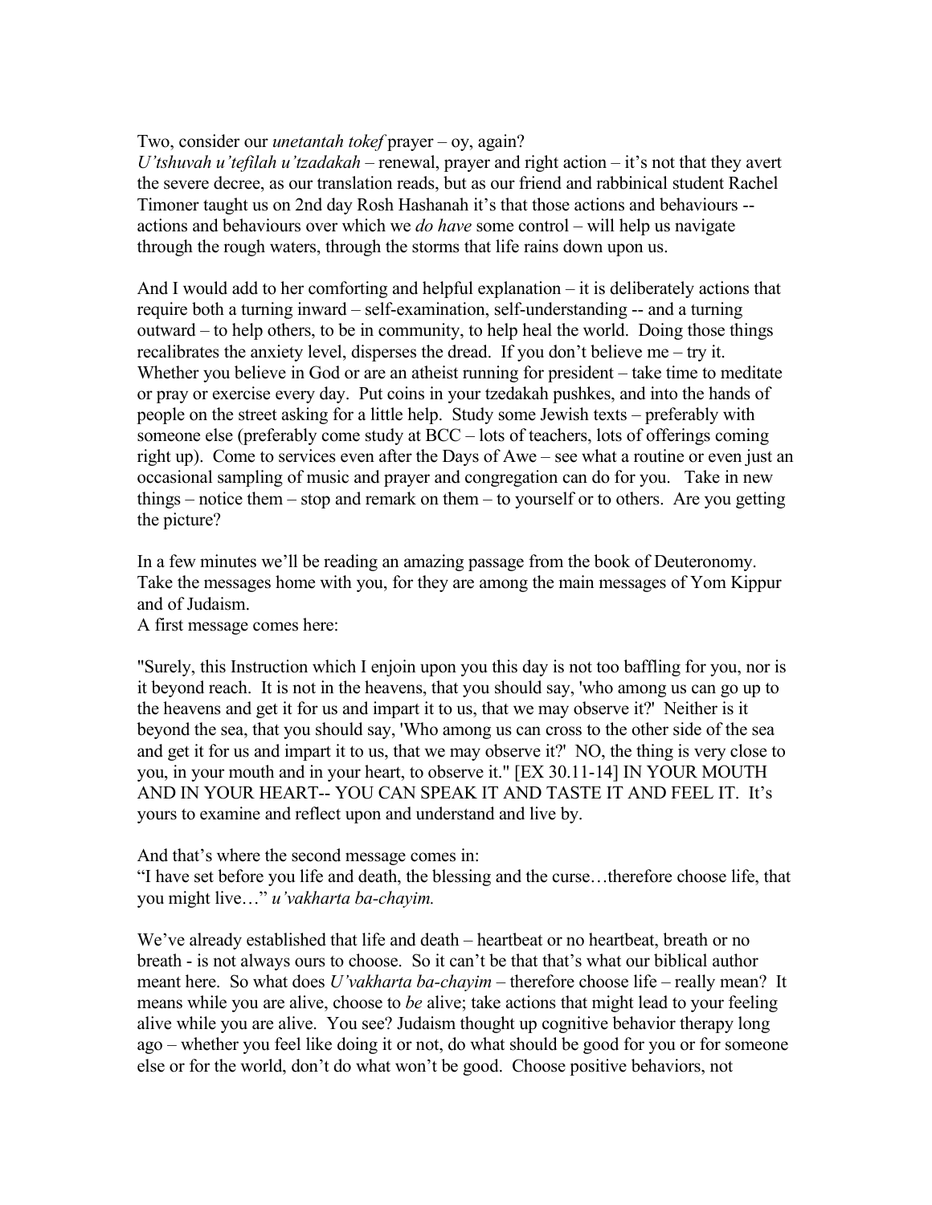Two, consider our *unetantah tokef* prayer – oy, again?
*U'tshuvah u'tefilah u'tzadakah* – renewal, prayer and right action – it's not that they avert the severe decree, as our translation reads, but as our friend and rabbinical student Rachel Timoner taught us on 2nd day Rosh Hashanah it's that those actions and behaviours -- actions and behaviours over which we *do have* some control – will help us navigate through the rough waters, through the storms that life rains down upon us.

And I would add to her comforting and helpful explanation – it is deliberately actions that require both a turning inward – self-examination, self-understanding -- and a turning outward – to help others, to be in community, to help heal the world. Doing those things recalibrates the anxiety level, disperses the dread. If you don't believe me – try it. Whether you believe in God or are an atheist running for president – take time to meditate or pray or exercise every day. Put coins in your tzedakah pushkes, and into the hands of people on the street asking for a little help. Study some Jewish texts – preferably with someone else (preferably come study at BCC – lots of teachers, lots of offerings coming right up). Come to services even after the Days of Awe – see what a routine or even just an occasional sampling of music and prayer and congregation can do for you. Take in new things – notice them – stop and remark on them – to yourself or to others. Are you getting the picture?

In a few minutes we'll be reading an amazing passage from the book of Deuteronomy. Take the messages home with you, for they are among the main messages of Yom Kippur and of Judaism.
A first message comes here:

"Surely, this Instruction which I enjoin upon you this day is not too baffling for you, nor is it beyond reach. It is not in the heavens, that you should say, 'who among us can go up to the heavens and get it for us and impart it to us, that we may observe it?' Neither is it beyond the sea, that you should say, 'Who among us can cross to the other side of the sea and get it for us and impart it to us, that we may observe it?' NO, the thing is very close to you, in your mouth and in your heart, to observe it." [EX 30.11-14] IN YOUR MOUTH AND IN YOUR HEART-- YOU CAN SPEAK IT AND TASTE IT AND FEEL IT. It's yours to examine and reflect upon and understand and live by.

And that's where the second message comes in:
"I have set before you life and death, the blessing and the curse…therefore choose life, that you might live…" *u'vakharta ba-chayim.*

We've already established that life and death – heartbeat or no heartbeat, breath or no breath - is not always ours to choose. So it can't be that that's what our biblical author meant here. So what does *U'vakharta ba-chayim* – therefore choose life – really mean? It means while you are alive, choose to *be* alive; take actions that might lead to your feeling alive while you are alive. You see? Judaism thought up cognitive behavior therapy long ago – whether you feel like doing it or not, do what should be good for you or for someone else or for the world, don't do what won't be good. Choose positive behaviors, not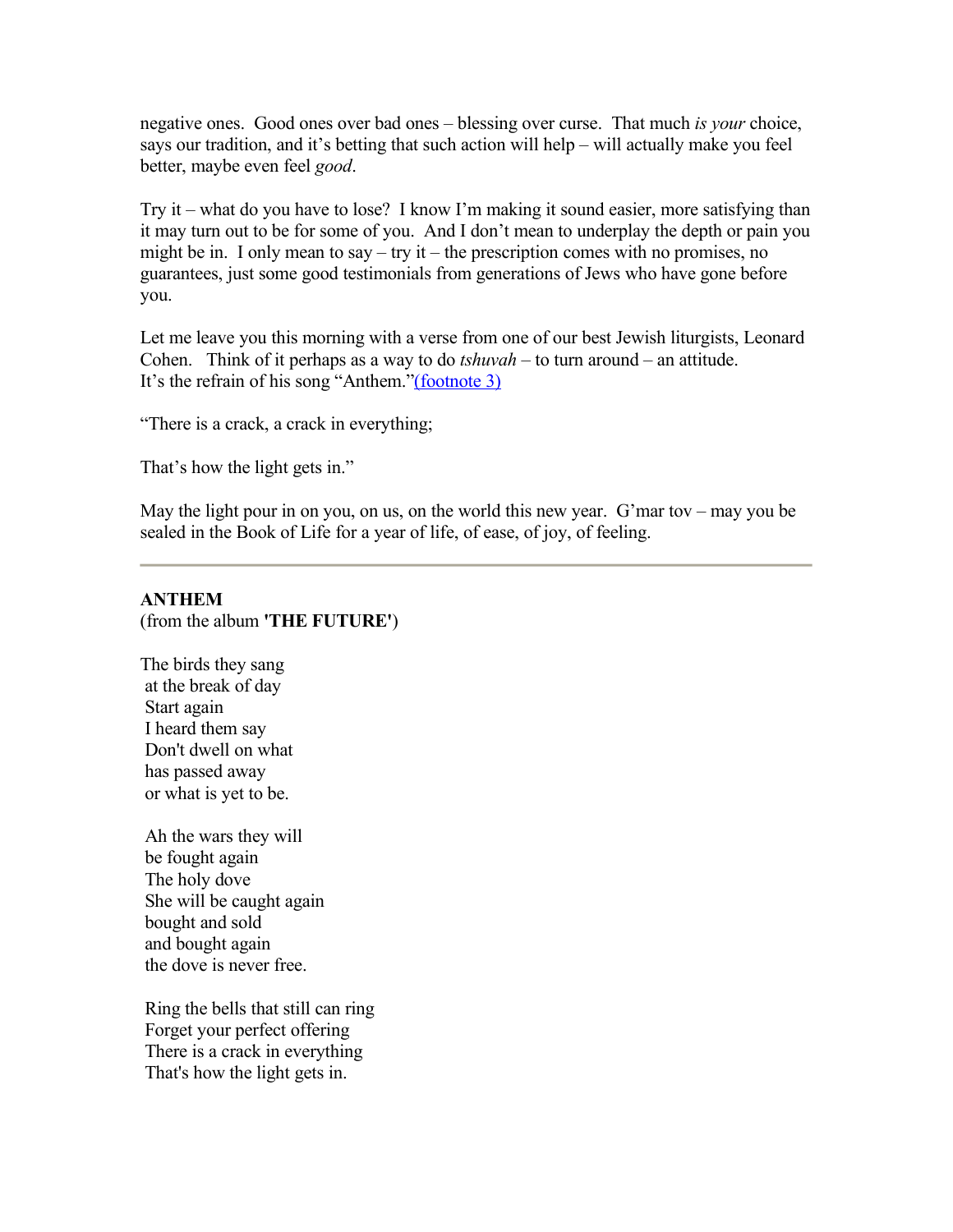negative ones. Good ones over bad ones – blessing over curse. That much *is your* choice, says our tradition, and it's betting that such action will help – will actually make you feel better, maybe even feel *good*.

Try it – what do you have to lose? I know I'm making it sound easier, more satisfying than it may turn out to be for some of you. And I don't mean to underplay the depth or pain you might be in. I only mean to say – try it – the prescription comes with no promises, no guarantees, just some good testimonials from generations of Jews who have gone before you.

Let me leave you this morning with a verse from one of our best Jewish liturgists, Leonard Cohen. Think of it perhaps as a way to do *tshuvah* – to turn around – an attitude. It's the refrain of his song "Anthem."(footnote 3)

"There is a crack, a crack in everything;

That's how the light gets in."

May the light pour in on you, on us, on the world this new year. G'mar tov – may you be sealed in the Book of Life for a year of life, of ease, of joy, of feeling.

---

**ANTHEM**
(from the album **'THE FUTURE'**)

The birds they sang
at the break of day
Start again
I heard them say
Don't dwell on what
has passed away
or what is yet to be.

Ah the wars they will
be fought again
The holy dove
She will be caught again
bought and sold
and bought again
the dove is never free.

Ring the bells that still can ring
Forget your perfect offering
There is a crack in everything
That's how the light gets in.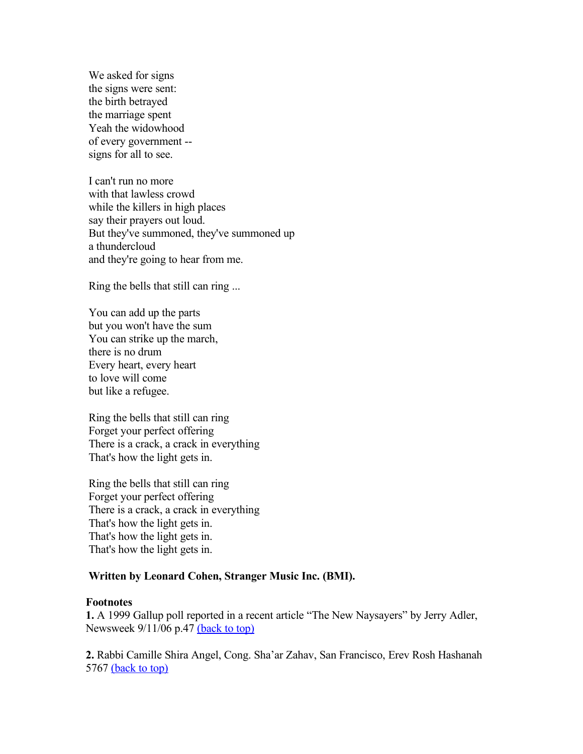We asked for signs
the signs were sent:
the birth betrayed
the marriage spent
Yeah the widowhood
of every government --
signs for all to see.

I can't run no more
with that lawless crowd
while the killers in high places
say their prayers out loud.
But they've summoned, they've summoned up
a thundercloud
and they're going to hear from me.

Ring the bells that still can ring ...

You can add up the parts
but you won't have the sum
You can strike up the march,
there is no drum
Every heart, every heart
to love will come
but like a refugee.

Ring the bells that still can ring
Forget your perfect offering
There is a crack, a crack in everything
That's how the light gets in.

Ring the bells that still can ring
Forget your perfect offering
There is a crack, a crack in everything
That's how the light gets in.
That's how the light gets in.
That's how the light gets in.

**Written by Leonard Cohen, Stranger Music Inc. (BMI).**

**Footnotes**

**1.** A 1999 Gallup poll reported in a recent article "The New Naysayers" by Jerry Adler, Newsweek 9/11/06 p.47 (back to top)

**2.** Rabbi Camille Shira Angel, Cong. Sha'ar Zahav, San Francisco, Erev Rosh Hashanah 5767 (back to top)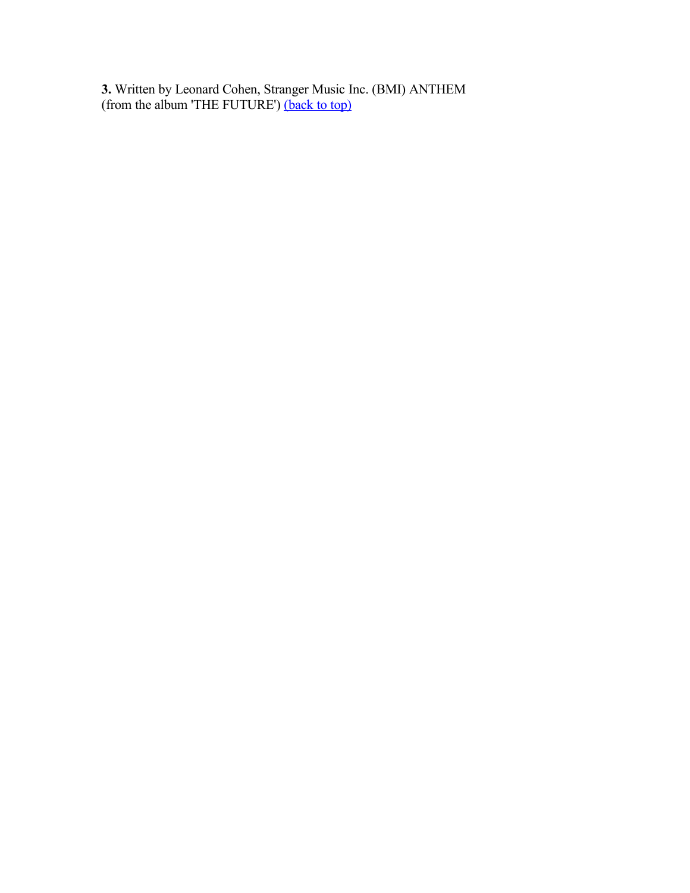**3.** Written by Leonard Cohen, Stranger Music Inc. (BMI) ANTHEM (from the album 'THE FUTURE') (back to top)